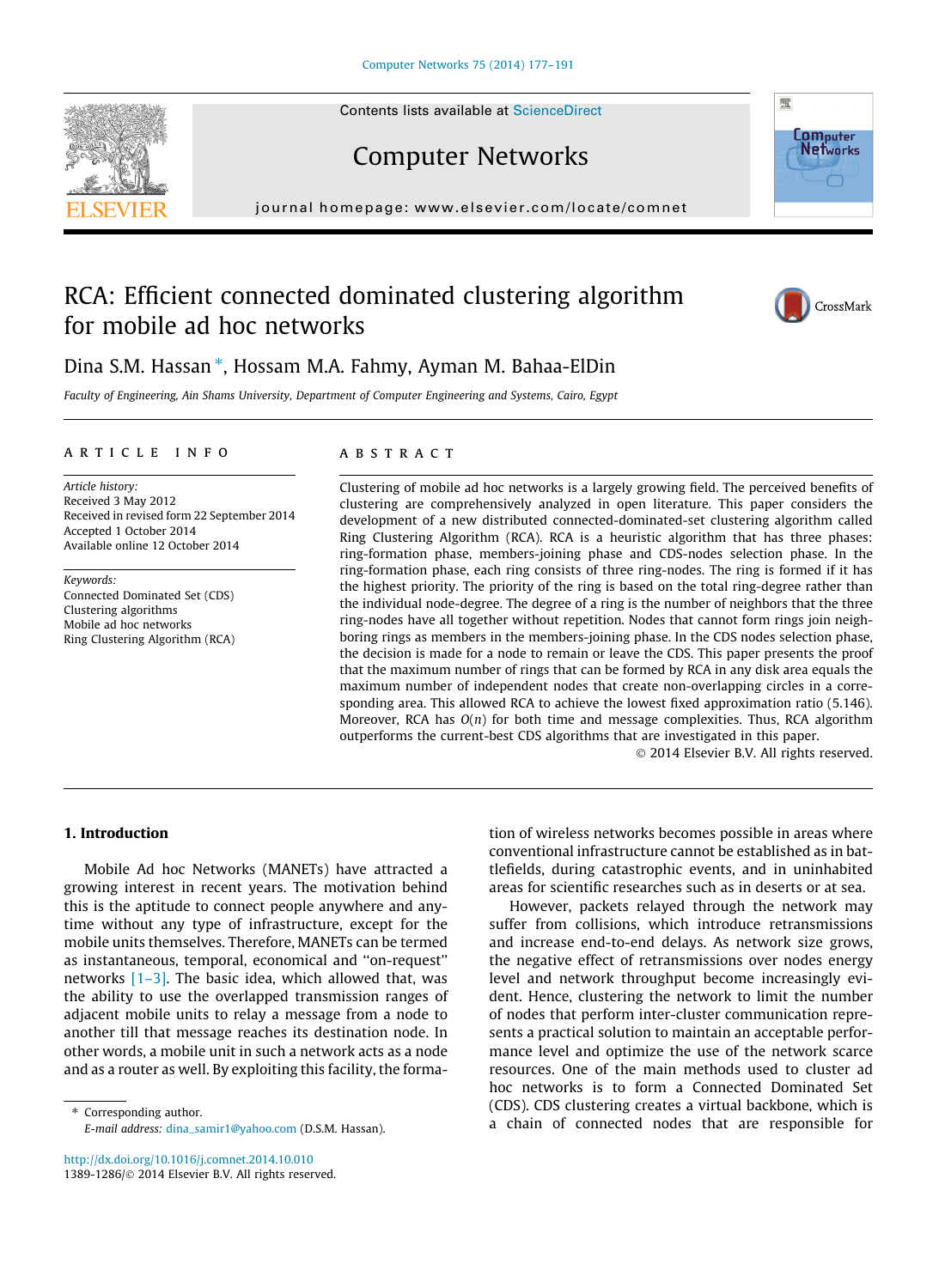# RCA: Efficient connected dominated clustering algorithm for mobile ad hoc networks

Dina S.M. Hassan *, Hossam M.A. Fahmy, Ayman M. Bahaa-ElDin

*Faculty of Engineering, Ain Shams University, Department of Computer Engineering and Systems, Cairo, Egypt*

## ARTICLE INFO

*Article history:*
Received 3 May 2012
Received in revised form 22 September 2014
Accepted 1 October 2014
Available online 12 October 2014

*Keywords:*
Connected Dominated Set (CDS)
Clustering algorithms
Mobile ad hoc networks
Ring Clustering Algorithm (RCA)

## ABSTRACT

Clustering of mobile ad hoc networks is a largely growing field. The perceived benefits of clustering are comprehensively analyzed in open literature. This paper considers the development of a new distributed connected-dominated-set clustering algorithm called Ring Clustering Algorithm (RCA). RCA is a heuristic algorithm that has three phases: ring-formation phase, members-joining phase and CDS-nodes selection phase. In the ring-formation phase, each ring consists of three ring-nodes. The ring is formed if it has the highest priority. The priority of the ring is based on the total ring-degree rather than the individual node-degree. The degree of a ring is the number of neighbors that the three ring-nodes have all together without repetition. Nodes that cannot form rings join neighboring rings as members in the members-joining phase. In the CDS nodes selection phase, the decision is made for a node to remain or leave the CDS. This paper presents the proof that the maximum number of rings that can be formed by RCA in any disk area equals the maximum number of independent nodes that create non-overlapping circles in a corresponding area. This allowed RCA to achieve the lowest fixed approximation ratio (5.146). Moreover, RCA has $O(n)$ for both time and message complexities. Thus, RCA algorithm outperforms the current-best CDS algorithms that are investigated in this paper.

© 2014 Elsevier B.V. All rights reserved.

## 1. Introduction

Mobile Ad hoc Networks (MANETs) have attracted a growing interest in recent years. The motivation behind this is the aptitude to connect people anywhere and anytime without any type of infrastructure, except for the mobile units themselves. Therefore, MANETs can be termed as instantaneous, temporal, economical and "on-request" networks [1–3]. The basic idea, which allowed that, was the ability to use the overlapped transmission ranges of adjacent mobile units to relay a message from a node to another till that message reaches its destination node. In other words, a mobile unit in such a network acts as a node and as a router as well. By exploiting this facility, the formation of wireless networks becomes possible in areas where conventional infrastructure cannot be established as in battlefields, during catastrophic events, and in uninhabited areas for scientific researches such as in deserts or at sea.

However, packets relayed through the network may suffer from collisions, which introduce retransmissions and increase end-to-end delays. As network size grows, the negative effect of retransmissions over nodes energy level and network throughput become increasingly evident. Hence, clustering the network to limit the number of nodes that perform inter-cluster communication represents a practical solution to maintain an acceptable performance level and optimize the use of the network scarce resources. One of the main methods used to cluster ad hoc networks is to form a Connected Dominated Set (CDS). CDS clustering creates a virtual backbone, which is a chain of connected nodes that are responsible for

---

* Corresponding author.
*E-mail address:* dina_samir1@yahoo.com (D.S.M. Hassan).

http://dx.doi.org/10.1016/j.comnet.2014.10.010
1389-1286/© 2014 Elsevier B.V. All rights reserved.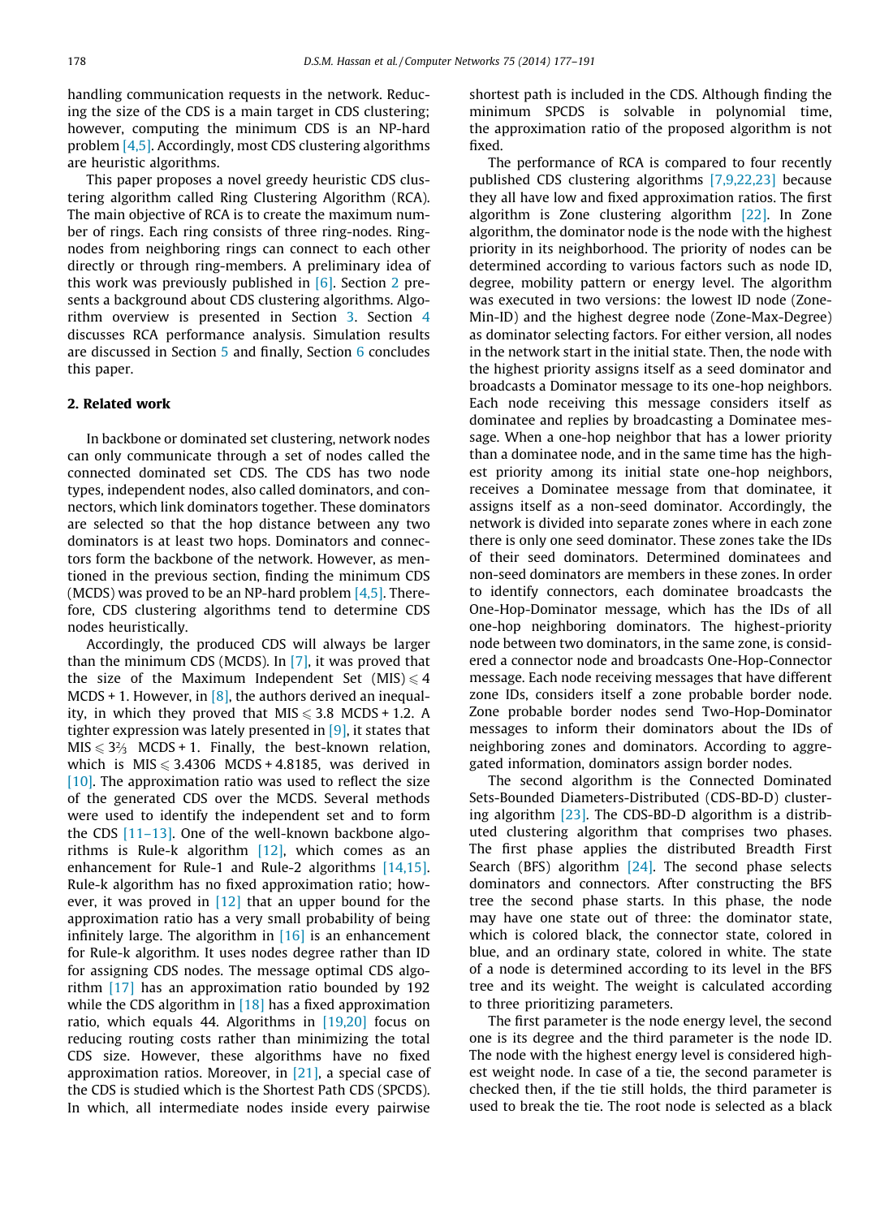handling communication requests in the network. Reducing the size of the CDS is a main target in CDS clustering; however, computing the minimum CDS is an NP-hard problem [4,5]. Accordingly, most CDS clustering algorithms are heuristic algorithms.

This paper proposes a novel greedy heuristic CDS clustering algorithm called Ring Clustering Algorithm (RCA). The main objective of RCA is to create the maximum number of rings. Each ring consists of three ring-nodes. Ring-nodes from neighboring rings can connect to each other directly or through ring-members. A preliminary idea of this work was previously published in [6]. Section 2 presents a background about CDS clustering algorithms. Algorithm overview is presented in Section 3. Section 4 discusses RCA performance analysis. Simulation results are discussed in Section 5 and finally, Section 6 concludes this paper.

## 2. Related work

In backbone or dominated set clustering, network nodes can only communicate through a set of nodes called the connected dominated set CDS. The CDS has two node types, independent nodes, also called dominators, and connectors, which link dominators together. These dominators are selected so that the hop distance between any two dominators is at least two hops. Dominators and connectors form the backbone of the network. However, as mentioned in the previous section, finding the minimum CDS (MCDS) was proved to be an NP-hard problem [4,5]. Therefore, CDS clustering algorithms tend to determine CDS nodes heuristically.

Accordingly, the produced CDS will always be larger than the minimum CDS (MCDS). In [7], it was proved that the size of the Maximum Independent Set $(\text{MIS}) \leqslant 4\ \text{MCDS} + 1$. However, in [8], the authors derived an inequality, in which they proved that $\text{MIS} \leqslant 3.8\ \text{MCDS} + 1.2$. A tighter expression was lately presented in [9], it states that $\text{MIS} \leqslant 3\tfrac{2}{3}\ \text{MCDS} + 1$. Finally, the best-known relation, which is $\text{MIS} \leqslant 3.4306\ \text{MCDS} + 4.8185$, was derived in [10]. The approximation ratio was used to reflect the size of the generated CDS over the MCDS. Several methods were used to identify the independent set and to form the CDS [11–13]. One of the well-known backbone algorithms is Rule-k algorithm [12], which comes as an enhancement for Rule-1 and Rule-2 algorithms [14,15]. Rule-k algorithm has no fixed approximation ratio; however, it was proved in [12] that an upper bound for the approximation ratio has a very small probability of being infinitely large. The algorithm in [16] is an enhancement for Rule-k algorithm. It uses nodes degree rather than ID for assigning CDS nodes. The message optimal CDS algorithm [17] has an approximation ratio bounded by 192 while the CDS algorithm in [18] has a fixed approximation ratio, which equals 44. Algorithms in [19,20] focus on reducing routing costs rather than minimizing the total CDS size. However, these algorithms have no fixed approximation ratios. Moreover, in [21], a special case of the CDS is studied which is the Shortest Path CDS (SPCDS). In which, all intermediate nodes inside every pairwise shortest path is included in the CDS. Although finding the minimum SPCDS is solvable in polynomial time, the approximation ratio of the proposed algorithm is not fixed.

The performance of RCA is compared to four recently published CDS clustering algorithms [7,9,22,23] because they all have low and fixed approximation ratios. The first algorithm is Zone clustering algorithm [22]. In Zone algorithm, the dominator node is the node with the highest priority in its neighborhood. The priority of nodes can be determined according to various factors such as node ID, degree, mobility pattern or energy level. The algorithm was executed in two versions: the lowest ID node (Zone-Min-ID) and the highest degree node (Zone-Max-Degree) as dominator selecting factors. For either version, all nodes in the network start in the initial state. Then, the node with the highest priority assigns itself as a seed dominator and broadcasts a Dominator message to its one-hop neighbors. Each node receiving this message considers itself as dominatee and replies by broadcasting a Dominatee message. When a one-hop neighbor that has a lower priority than a dominatee node, and in the same time has the highest priority among its initial state one-hop neighbors, receives a Dominatee message from that dominatee, it assigns itself as a non-seed dominator. Accordingly, the network is divided into separate zones where in each zone there is only one seed dominator. These zones take the IDs of their seed dominators. Determined dominatees and non-seed dominators are members in these zones. In order to identify connectors, each dominatee broadcasts the One-Hop-Dominator message, which has the IDs of all one-hop neighboring dominators. The highest-priority node between two dominators, in the same zone, is considered a connector node and broadcasts One-Hop-Connector message. Each node receiving messages that have different zone IDs, considers itself a zone probable border node. Zone probable border nodes send Two-Hop-Dominator messages to inform their dominators about the IDs of neighboring zones and dominators. According to aggregated information, dominators assign border nodes.

The second algorithm is the Connected Dominated Sets-Bounded Diameters-Distributed (CDS-BD-D) clustering algorithm [23]. The CDS-BD-D algorithm is a distributed clustering algorithm that comprises two phases. The first phase applies the distributed Breadth First Search (BFS) algorithm [24]. The second phase selects dominators and connectors. After constructing the BFS tree the second phase starts. In this phase, the node may have one state out of three: the dominator state, which is colored black, the connector state, colored in blue, and an ordinary state, colored in white. The state of a node is determined according to its level in the BFS tree and its weight. The weight is calculated according to three prioritizing parameters.

The first parameter is the node energy level, the second one is its degree and the third parameter is the node ID. The node with the highest energy level is considered highest weight node. In case of a tie, the second parameter is checked then, if the tie still holds, the third parameter is used to break the tie. The root node is selected as a black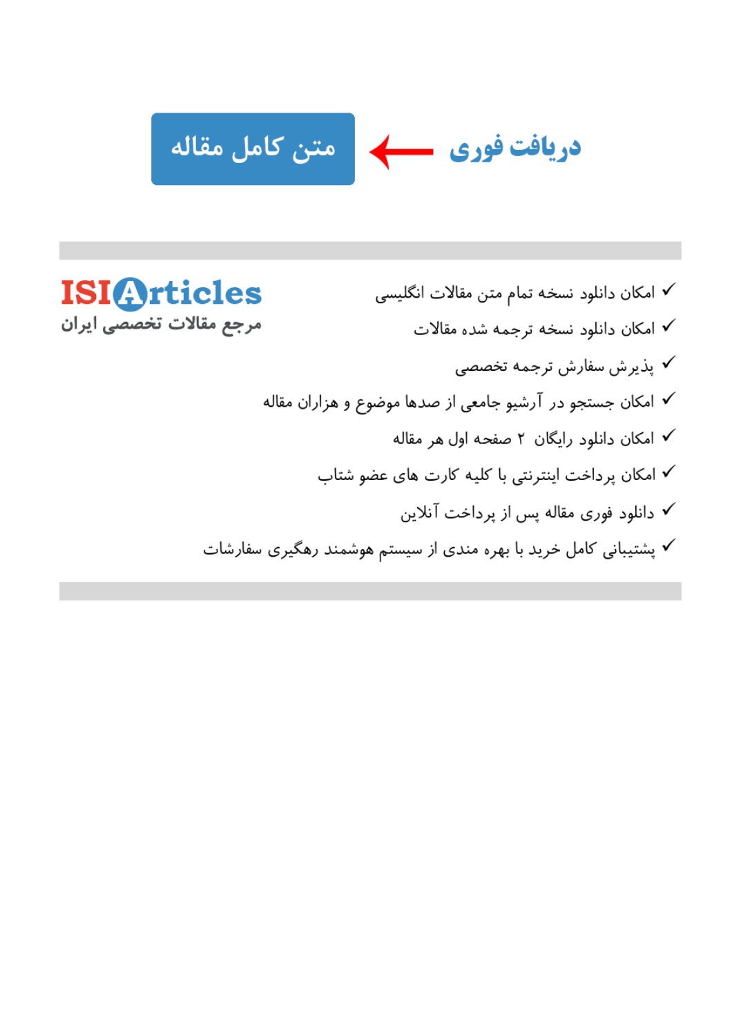**دریافت فوری** ← **متن کامل مقاله**

---

**ISIArticles**
مرجع مقالات تخصصی ایران

- ✓ امکان دانلود نسخه تمام متن مقالات انگلیسی
- ✓ امکان دانلود نسخه ترجمه شده مقالات
- ✓ پذیرش سفارش ترجمه تخصصی
- ✓ امکان جستجو در آرشیو جامعی از صدها موضوع و هزاران مقاله
- ✓ امکان دانلود رایگان ۲ صفحه اول هر مقاله
- ✓ امکان پرداخت اینترنتی با کلیه کارت های عضو شتاب
- ✓ دانلود فوری مقاله پس از پرداخت آنلاین
- ✓ پشتیبانی کامل خرید با بهره مندی از سیستم هوشمند رهگیری سفارشات

---